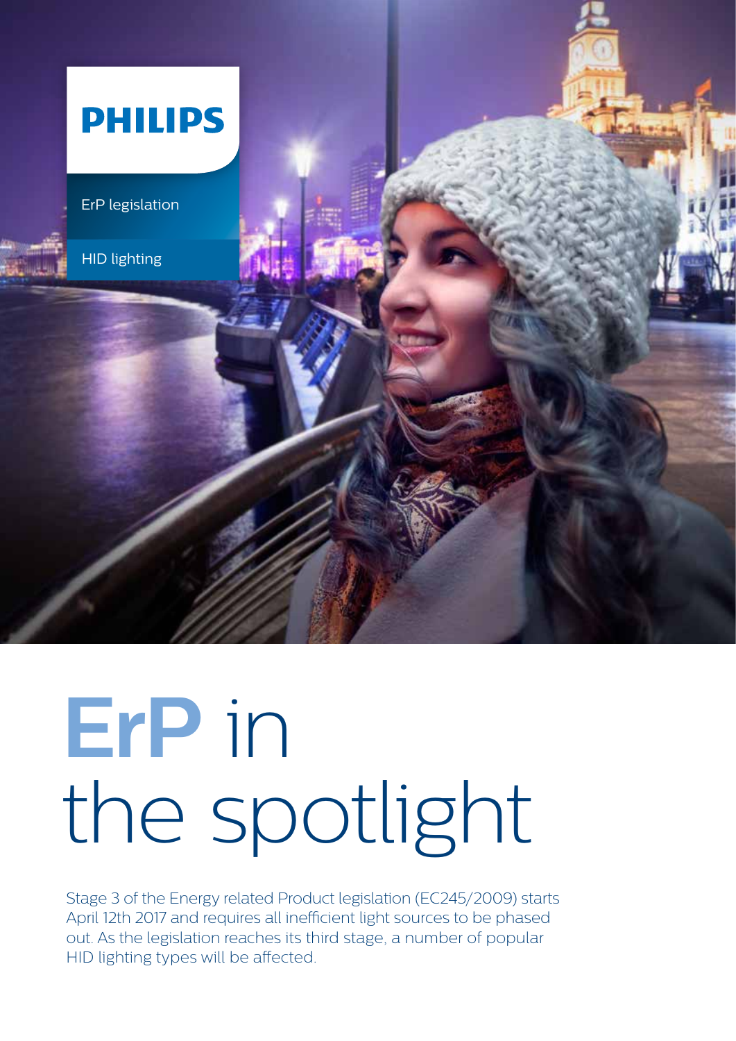PHILIPS

ErP legislation

HID lighting

# ErP in the spotlight

Stage 3 of the Energy related Product legislation (EC245/2009) starts April 12th 2017 and requires all inefficient light sources to be phased out. As the legislation reaches its third stage, a number of popular HID lighting types will be affected.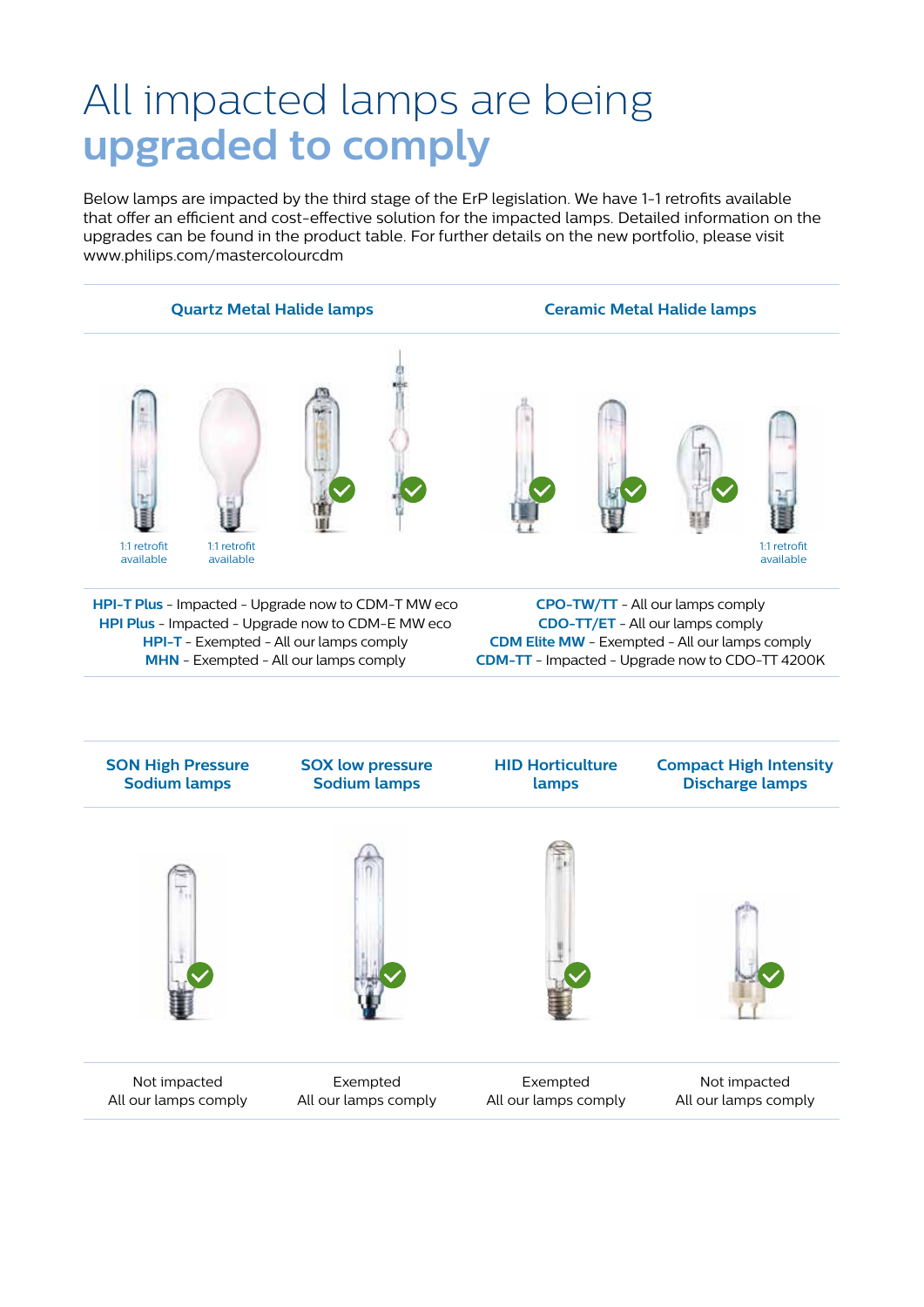# All impacted lamps are being **upgraded to comply**

Below lamps are impacted by the third stage of the ErP legislation. We have 1-1 retrofits available that offer an efficient and cost-effective solution for the impacted lamps. Detailed information on the upgrades can be found in the product table. For further details on the new portfolio, please visit www.philips.com/mastercolourcdm

## Quartz Metal Halide lamps

1:1 retrofit available

1:1 retrofit available

**HPI-T Plus** - Impacted - Upgrade now to CDM-T MW eco
**HPI Plus** - Impacted - Upgrade now to CDM-E MW eco
**HPI-T** - Exempted - All our lamps comply
**MHN** - Exempted - All our lamps comply

## Ceramic Metal Halide lamps

1:1 retrofit available

**CPO-TW/TT** - All our lamps comply
**CDO-TT/ET** - All our lamps comply
**CDM Elite MW** - Exempted - All our lamps comply
**CDM-TT** - Impacted - Upgrade now to CDO-TT 4200K

| SON High Pressure Sodium lamps | SOX low pressure Sodium lamps | HID Horticulture lamps | Compact High Intensity Discharge lamps |
|---|---|---|---|
| Not impacted<br>All our lamps comply | Exempted<br>All our lamps comply | Exempted<br>All our lamps comply | Not impacted<br>All our lamps comply |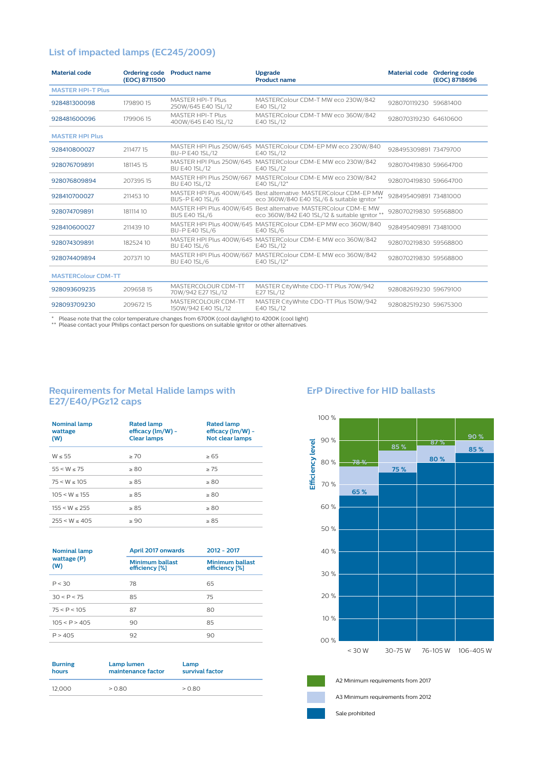## List of impacted lamps (EC245/2009)

| Material code | Ordering code (EOC) 8711500 | Product name | Upgrade Product name | Material code | Ordering code (EOC) 8718696 |
|---|---|---|---|---|---|
| **MASTER HPI-T Plus** | | | | | |
| 928481300098 | 179890 15 | MASTER HPI-T Plus 250W/645 E40 1SL/12 | MASTERColour CDM-T MW eco 230W/842 E40 1SL/12 | 928070119230 | 59681400 |
| 928481600096 | 179906 15 | MASTER HPI-T Plus 400W/645 E40 1SL/12 | MASTERColour CDM-T MW eco 360W/842 E40 1SL/12 | 928070319230 | 64610600 |
| **MASTER HPI Plus** | | | | | |
| 928410800027 | 211477 15 | MASTER HPI Plus 250W/645 BU-P E40 1SL/12 | MASTERColour CDM-EP MW eco 230W/840 E40 1SL/12 | 928495309891 | 73479700 |
| 928076709891 | 181145 15 | MASTER HPI Plus 250W/645 BU E40 1SL/12 | MASTERColour CDM-E MW eco 230W/842 E40 1SL/12 | 928070419830 | 59664700 |
| 928076809894 | 207395 15 | MASTER HPI Plus 250W/667 BU E40 1SL/12 | MASTERColour CDM-E MW eco 230W/842 E40 1SL/12* | 928070419830 | 59664700 |
| 928410700027 | 211453 10 | MASTER HPI Plus 400W/645 BUS-P E40 1SL/6 | Best alternative: MASTERColour CDM-EP MW eco 360W/840 E40 1SL/6 & suitable ignitor ** | 928495409891 | 73481000 |
| 928074709891 | 181114 10 | MASTER HPI Plus 400W/645 BUS E40 1SL/6 | Best alternative: MASTERColour CDM-E MW eco 360W/842 E40 1SL/12 & suitable ignitor ** | 928070219830 | 59568800 |
| 928410600027 | 211439 10 | MASTER HPI Plus 400W/645 BU-P E40 1SL/6 | MASTERColour CDM-EP MW eco 360W/840 E40 1SL/6 | 928495409891 | 73481000 |
| 928074309891 | 182524 10 | MASTER HPI Plus 400W/645 BU E40 1SL/6 | MASTERColour CDM-E MW eco 360W/842 E40 1SL/12 | 928070219830 | 59568800 |
| 928074409894 | 207371 10 | MASTER HPI Plus 400W/667 BU E40 1SL/6 | MASTERColour CDM-E MW eco 360W/842 E40 1SL/12* | 928070219830 | 59568800 |
| **MASTERColour CDM-TT** | | | | | |
| 928093609235 | 209658 15 | MASTERCOLOUR CDM-TT 70W/942 E27 1SL/12 | MASTER CityWhite CDO-TT Plus 70W/942 E27 1SL/12 | 928082619230 | 59679100 |
| 928093709230 | 209672 15 | MASTERCOLOUR CDM-TT 150W/942 E40 1SL/12 | MASTER CityWhite CDO-TT Plus 150W/942 E40 1SL/12 | 928082519230 | 59675300 |

\* Please note that the color temperature changes from 6700K (cool daylight) to 4200K (cool light)
\*\* Please contact your Philips contact person for questions on suitable ignitor or other alternatives.

## Requirements for Metal Halide lamps with E27/E40/PGz12 caps

| Nominal lamp wattage (W) | Rated lamp efficacy (lm/W) - Clear lamps | Rated lamp efficacy (lm/W) - Not clear lamps |
|---|---|---|
| W ≤ 55 | ≥ 70 | ≥ 65 |
| 55 < W ≤ 75 | ≥ 80 | ≥ 75 |
| 75 < W ≤ 105 | ≥ 85 | ≥ 80 |
| 105 < W ≤ 155 | ≥ 85 | ≥ 80 |
| 155 < W ≤ 255 | ≥ 85 | ≥ 80 |
| 255 < W ≤ 405 | ≥ 90 | ≥ 85 |

| Nominal lamp wattage (P) (W) | April 2017 onwards | 2012 - 2017 |
|---|---|---|
| | Minimum ballast efficiency [%] | Minimum ballast efficiency [%] |
| P < 30 | 78 | 65 |
| 30 < P < 75 | 85 | 75 |
| 75 < P < 105 | 87 | 80 |
| 105 < P > 405 | 90 | 85 |
| P > 405 | 92 | 90 |

| Burning hours | Lamp lumen maintenance factor | Lamp survival factor |
|---|---|---|
| 12,000 | > 0.80 | > 0.80 |

## ErP Directive for HID ballasts

| Efficiency level | < 30 W | 30-75 W | 76-105 W | 106-405 W |
|---|---|---|---|---|
| A2 Minimum requirements from 2017 | 78 % | 85 % | 87 % | 90 % |
| A3 Minimum requirements from 2012 | 65 % | 75 % | 80 % | 85 % |

A2 Minimum requirements from 2017

A3 Minimum requirements from 2012

Sale prohibited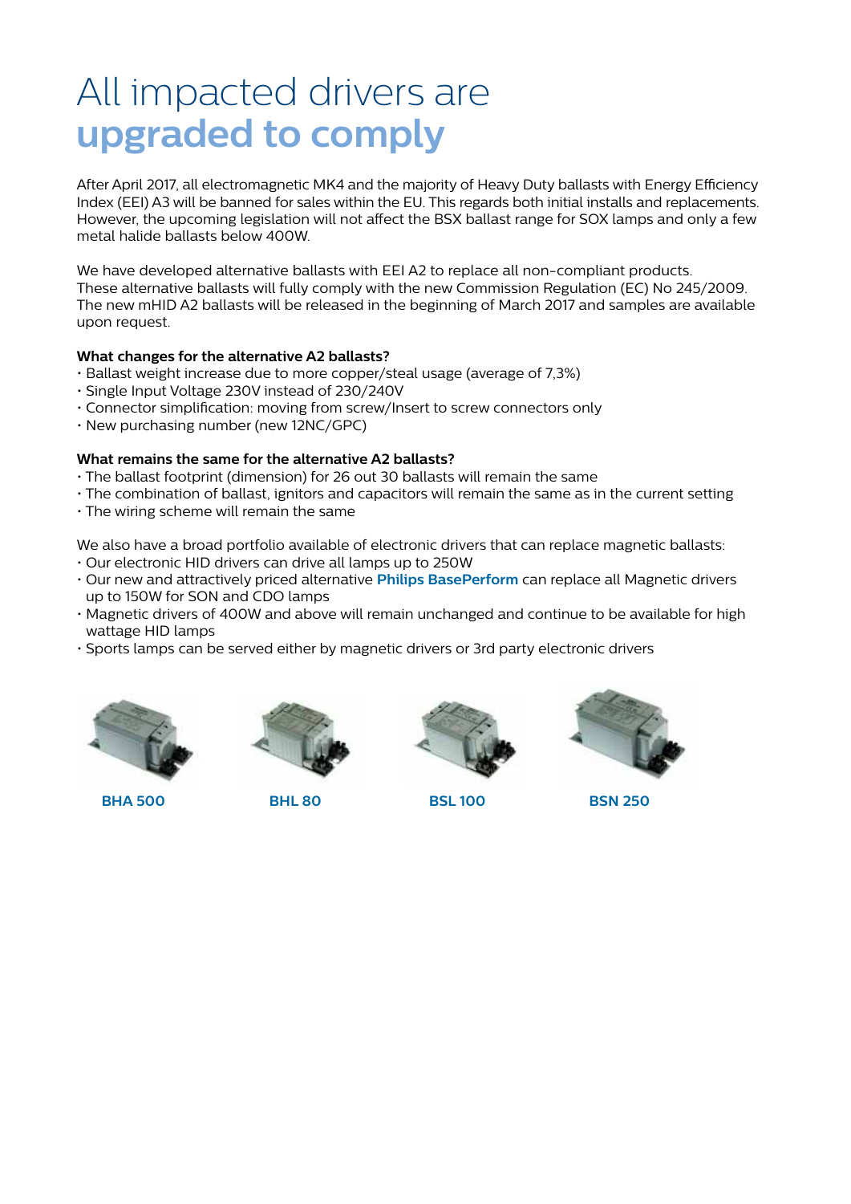# All impacted drivers are **upgraded to comply**

After April 2017, all electromagnetic MK4 and the majority of Heavy Duty ballasts with Energy Efficiency Index (EEI) A3 will be banned for sales within the EU. This regards both initial installs and replacements. However, the upcoming legislation will not affect the BSX ballast range for SOX lamps and only a few metal halide ballasts below 400W.

We have developed alternative ballasts with EEI A2 to replace all non-compliant products. These alternative ballasts will fully comply with the new Commission Regulation (EC) No 245/2009. The new mHID A2 ballasts will be released in the beginning of March 2017 and samples are available upon request.

**What changes for the alternative A2 ballasts?**

- Ballast weight increase due to more copper/steal usage (average of 7,3%)
- Single Input Voltage 230V instead of 230/240V
- Connector simplification: moving from screw/Insert to screw connectors only
- New purchasing number (new 12NC/GPC)

**What remains the same for the alternative A2 ballasts?**

- The ballast footprint (dimension) for 26 out 30 ballasts will remain the same
- The combination of ballast, ignitors and capacitors will remain the same as in the current setting
- The wiring scheme will remain the same

We also have a broad portfolio available of electronic drivers that can replace magnetic ballasts:

- Our electronic HID drivers can drive all lamps up to 250W
- Our new and attractively priced alternative **Philips BasePerform** can replace all Magnetic drivers up to 150W for SON and CDO lamps
- Magnetic drivers of 400W and above will remain unchanged and continue to be available for high wattage HID lamps
- Sports lamps can be served either by magnetic drivers or 3rd party electronic drivers

**BHA 500** **BHL 80** **BSL 100** **BSN 250**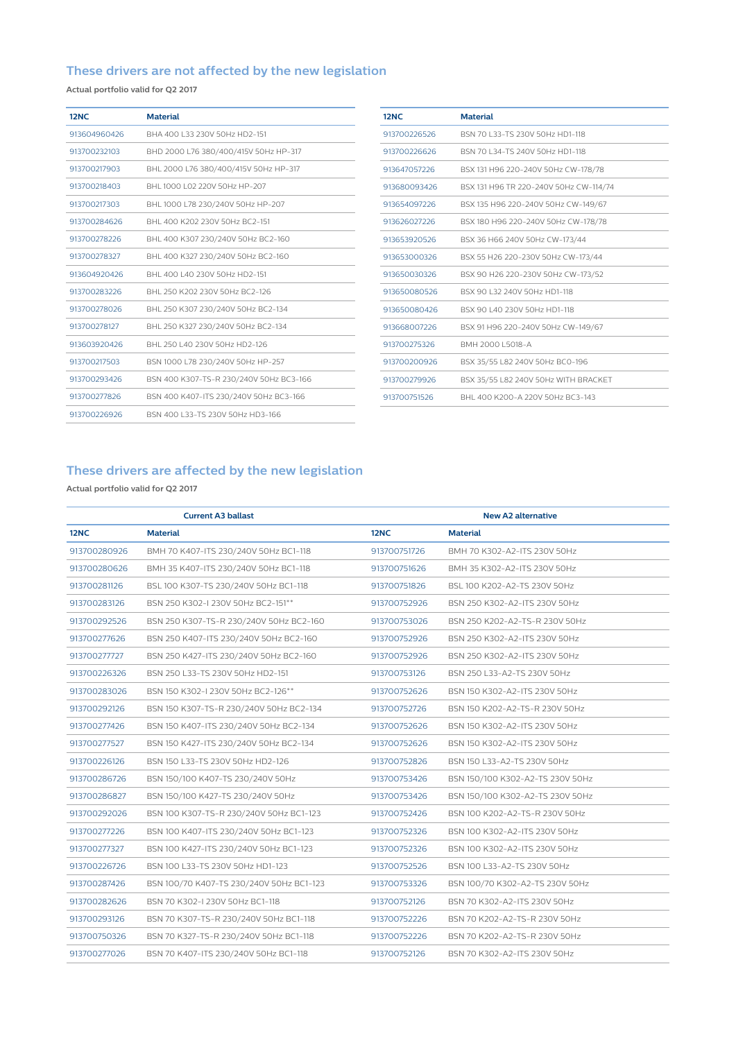## These drivers are not affected by the new legislation

**Actual portfolio valid for Q2 2017**

| 12NC | Material |
|---|---|
| 913604960426 | BHA 400 L33 230V 50Hz HD2-151 |
| 913700232103 | BHD 2000 L76 380/400/415V 50Hz HP-317 |
| 913700217903 | BHL 2000 L76 380/400/415V 50Hz HP-317 |
| 913700218403 | BHL 1000 L02 220V 50Hz HP-207 |
| 913700217303 | BHL 1000 L78 230/240V 50Hz HP-207 |
| 913700284626 | BHL 400 K202 230V 50Hz BC2-151 |
| 913700278226 | BHL 400 K307 230/240V 50Hz BC2-160 |
| 913700278327 | BHL 400 K327 230/240V 50Hz BC2-160 |
| 913604920426 | BHL 400 L40 230V 50Hz HD2-151 |
| 913700283226 | BHL 250 K202 230V 50Hz BC2-126 |
| 913700278026 | BHL 250 K307 230/240V 50Hz BC2-134 |
| 913700278127 | BHL 250 K327 230/240V 50Hz BC2-134 |
| 913603920426 | BHL 250 L40 230V 50Hz HD2-126 |
| 913700217503 | BSN 1000 L78 230/240V 50Hz HP-257 |
| 913700293426 | BSN 400 K307-TS-R 230/240V 50Hz BC3-166 |
| 913700277826 | BSN 400 K407-ITS 230/240V 50Hz BC3-166 |
| 913700226926 | BSN 400 L33-TS 230V 50Hz HD3-166 |
| 913700226526 | BSN 70 L33-TS 230V 50Hz HD1-118 |
| 913700226626 | BSN 70 L34-TS 240V 50Hz HD1-118 |
| 913647057226 | BSX 131 H96 220-240V 50Hz CW-178/78 |
| 913680093426 | BSX 131 H96 TR 220-240V 50Hz CW-114/74 |
| 913654097226 | BSX 135 H96 220-240V 50Hz CW-149/67 |
| 913626027226 | BSX 180 H96 220-240V 50Hz CW-178/78 |
| 913653920526 | BSX 36 H66 240V 50Hz CW-173/44 |
| 913653000326 | BSX 55 H26 220-230V 50Hz CW-173/44 |
| 913650030326 | BSX 90 H26 220-230V 50Hz CW-173/52 |
| 913650080526 | BSX 90 L32 240V 50Hz HD1-118 |
| 913650080426 | BSX 90 L40 230V 50Hz HD1-118 |
| 913668007226 | BSX 91 H96 220-240V 50Hz CW-149/67 |
| 913700275326 | BMH 2000 L5018-A |
| 913700200926 | BSX 35/55 L82 240V 50Hz BC0-196 |
| 913700279926 | BSX 35/55 L82 240V 50Hz WITH BRACKET |
| 913700751526 | BHL 400 K200-A 220V 50Hz BC3-143 |

## These drivers are affected by the new legislation

**Actual portfolio valid for Q2 2017**

| Current A3 ballast | | New A2 alternative | |
|---|---|---|---|
| **12NC** | **Material** | **12NC** | **Material** |
| 913700280926 | BMH 70 K407-ITS 230/240V 50Hz BC1-118 | 913700751726 | BMH 70 K302-A2-ITS 230V 50Hz |
| 913700280626 | BMH 35 K407-ITS 230/240V 50Hz BC1-118 | 913700751626 | BMH 35 K302-A2-ITS 230V 50Hz |
| 913700281126 | BSL 100 K307-TS 230/240V 50Hz BC1-118 | 913700751826 | BSL 100 K202-A2-TS 230V 50Hz |
| 913700283126 | BSN 250 K302-I 230V 50Hz BC2-151** | 913700752926 | BSN 250 K302-A2-ITS 230V 50Hz |
| 913700292526 | BSN 250 K307-TS-R 230/240V 50Hz BC2-160 | 913700753026 | BSN 250 K202-A2-TS-R 230V 50Hz |
| 913700277626 | BSN 250 K407-ITS 230/240V 50Hz BC2-160 | 913700752926 | BSN 250 K302-A2-ITS 230V 50Hz |
| 913700277727 | BSN 250 K427-ITS 230/240V 50Hz BC2-160 | 913700752926 | BSN 250 K302-A2-ITS 230V 50Hz |
| 913700226326 | BSN 250 L33-TS 230V 50Hz HD2-151 | 913700753126 | BSN 250 L33-A2-TS 230V 50Hz |
| 913700283026 | BSN 150 K302-I 230V 50Hz BC2-126** | 913700752626 | BSN 150 K302-A2-ITS 230V 50Hz |
| 913700292126 | BSN 150 K307-TS-R 230/240V 50Hz BC2-134 | 913700752726 | BSN 150 K202-A2-TS-R 230V 50Hz |
| 913700277426 | BSN 150 K407-ITS 230/240V 50Hz BC2-134 | 913700752626 | BSN 150 K302-A2-ITS 230V 50Hz |
| 913700277527 | BSN 150 K427-ITS 230/240V 50Hz BC2-134 | 913700752626 | BSN 150 K302-A2-ITS 230V 50Hz |
| 913700226126 | BSN 150 L33-TS 230V 50Hz HD2-126 | 913700752826 | BSN 150 L33-A2-TS 230V 50Hz |
| 913700286726 | BSN 150/100 K407-TS 230/240V 50Hz | 913700753426 | BSN 150/100 K302-A2-TS 230V 50Hz |
| 913700286827 | BSN 150/100 K427-TS 230/240V 50Hz | 913700753426 | BSN 150/100 K302-A2-TS 230V 50Hz |
| 913700292026 | BSN 100 K307-TS-R 230/240V 50Hz BC1-123 | 913700752426 | BSN 100 K202-A2-TS-R 230V 50Hz |
| 913700277226 | BSN 100 K407-ITS 230/240V 50Hz BC1-123 | 913700752326 | BSN 100 K302-A2-ITS 230V 50Hz |
| 913700277327 | BSN 100 K427-ITS 230/240V 50Hz BC1-123 | 913700752326 | BSN 100 K302-A2-ITS 230V 50Hz |
| 913700226726 | BSN 100 L33-TS 230V 50Hz HD1-123 | 913700752526 | BSN 100 L33-A2-TS 230V 50Hz |
| 913700287426 | BSN 100/70 K407-TS 230/240V 50Hz BC1-123 | 913700753326 | BSN 100/70 K302-A2-TS 230V 50Hz |
| 913700282626 | BSN 70 K302-I 230V 50Hz BC1-118 | 913700752126 | BSN 70 K302-A2-ITS 230V 50Hz |
| 913700293126 | BSN 70 K307-TS-R 230/240V 50Hz BC1-118 | 913700752226 | BSN 70 K202-A2-TS-R 230V 50Hz |
| 913700750326 | BSN 70 K327-TS-R 230/240V 50Hz BC1-118 | 913700752226 | BSN 70 K202-A2-TS-R 230V 50Hz |
| 913700277026 | BSN 70 K407-ITS 230/240V 50Hz BC1-118 | 913700752126 | BSN 70 K302-A2-ITS 230V 50Hz |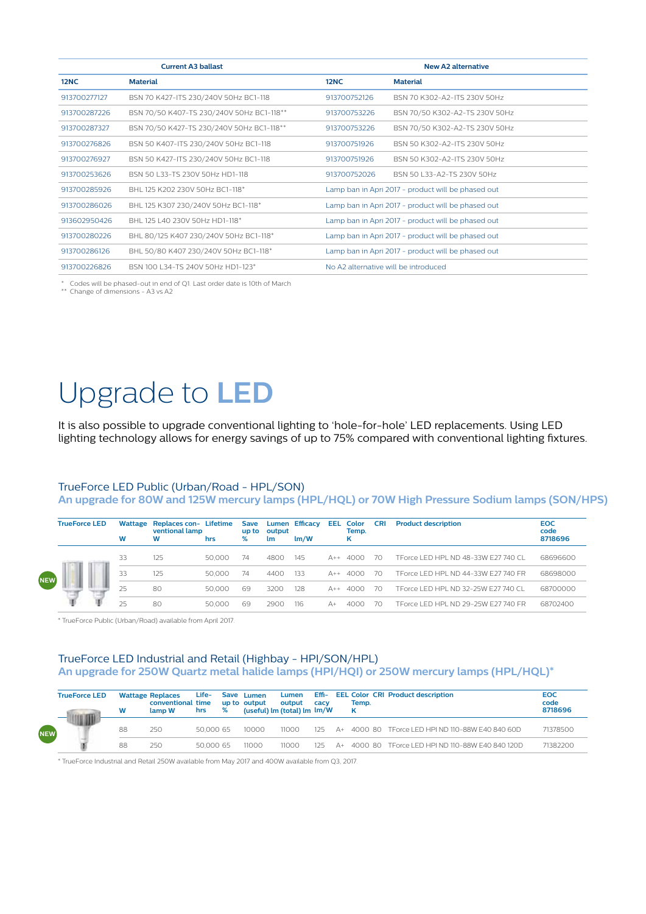| Current A3 ballast | | New A2 alternative | |
|---|---|---|---|
| **12NC** | **Material** | **12NC** | **Material** |
| 913700277127 | BSN 70 K427-ITS 230/240V 50Hz BC1-118 | 913700752126 | BSN 70 K302-A2-ITS 230V 50Hz |
| 913700287226 | BSN 70/50 K407-TS 230/240V 50Hz BC1-118** | 913700753226 | BSN 70/50 K302-A2-TS 230V 50Hz |
| 913700287327 | BSN 70/50 K427-TS 230/240V 50Hz BC1-118** | 913700753226 | BSN 70/50 K302-A2-TS 230V 50Hz |
| 913700276826 | BSN 50 K407-ITS 230/240V 50Hz BC1-118 | 913700751926 | BSN 50 K302-A2-ITS 230V 50Hz |
| 913700276927 | BSN 50 K427-ITS 230/240V 50Hz BC1-118 | 913700751926 | BSN 50 K302-A2-ITS 230V 50Hz |
| 913700253626 | BSN 50 L33-TS 230V 50Hz HD1-118 | 913700752026 | BSN 50 L33-A2-TS 230V 50Hz |
| 913700285926 | BHL 125 K202 230V 50Hz BC1-118* | Lamp ban in Apri 2017 - product will be phased out | |
| 913700286026 | BHL 125 K307 230/240V 50Hz BC1-118* | Lamp ban in Apri 2017 - product will be phased out | |
| 913602950426 | BHL 125 L40 230V 50Hz HD1-118* | Lamp ban in Apri 2017 - product will be phased out | |
| 913700280226 | BHL 80/125 K407 230/240V 50Hz BC1-118* | Lamp ban in Apri 2017 - product will be phased out | |
| 913700286126 | BHL 50/80 K407 230/240V 50Hz BC1-118* | Lamp ban in Apri 2017 - product will be phased out | |
| 913700226826 | BSN 100 L34-TS 240V 50Hz HD1-123* | No A2 alternative will be introduced | |

\* Codes will be phased-out in end of Q1. Last order date is 10th of March
** Change of dimensions - A3 vs A2

# Upgrade to **LED**

It is also possible to upgrade conventional lighting to 'hole-for-hole' LED replacements. Using LED lighting technology allows for energy savings of up to 75% compared with conventional lighting fixtures.

## TrueForce LED Public (Urban/Road - HPL/SON)

**An upgrade for 80W and 125W mercury lamps (HPL/HQL) or 70W High Pressure Sodium lamps (SON/HPS)**

| TrueForce LED | Wattage W | Replaces conventional lamp W | Lifetime hrs | Save up to % | Lumen output lm | Efficacy lm/W | EEL | Color Temp. K | CRI | Product description | EOC code 8718696 |
|---|---|---|---|---|---|---|---|---|---|---|---|
| NEW | 33 | 125 | 50,000 | 74 | 4800 | 145 | A++ | 4000 | 70 | TForce LED HPL ND 48-33W E27 740 CL | 68696600 |
| | 33 | 125 | 50,000 | 74 | 4400 | 133 | A++ | 4000 | 70 | TForce LED HPL ND 44-33W E27 740 FR | 68698000 |
| | 25 | 80 | 50,000 | 69 | 3200 | 128 | A++ | 4000 | 70 | TForce LED HPL ND 32-25W E27 740 CL | 68700000 |
| | 25 | 80 | 50,000 | 69 | 2900 | 116 | A+ | 4000 | 70 | TForce LED HPL ND 29-25W E27 740 FR | 68702400 |

\* TrueForce Public (Urban/Road) available from April 2017.

## TrueForce LED Industrial and Retail (Highbay - HPI/SON/HPL)

**An upgrade for 250W Quartz metal halide lamps (HPI/HQI) or 250W mercury lamps (HPL/HQL)***

| TrueForce LED | Wattage W | Replaces conventional lamp W | Lifetime hrs | Save up to % | Lumen output (useful) lm | Lumen output (total) lm | Efficacy lm/W | EEL | Color Temp. K | CRI | Product description | EOC code 8718696 |
|---|---|---|---|---|---|---|---|---|---|---|---|---|
| NEW | 88 | 250 | 50,000 | 65 | 10000 | 11000 | 125 | A+ | 4000 | 80 | TForce LED HPI ND 110-88W E40 840 60D | 71378500 |
| | 88 | 250 | 50,000 | 65 | 11000 | 11000 | 125 | A+ | 4000 | 80 | TForce LED HPI ND 110-88W E40 840 120D | 71382200 |

\* TrueForce Industrial and Retail 250W available from May 2017 and 400W available from Q3, 2017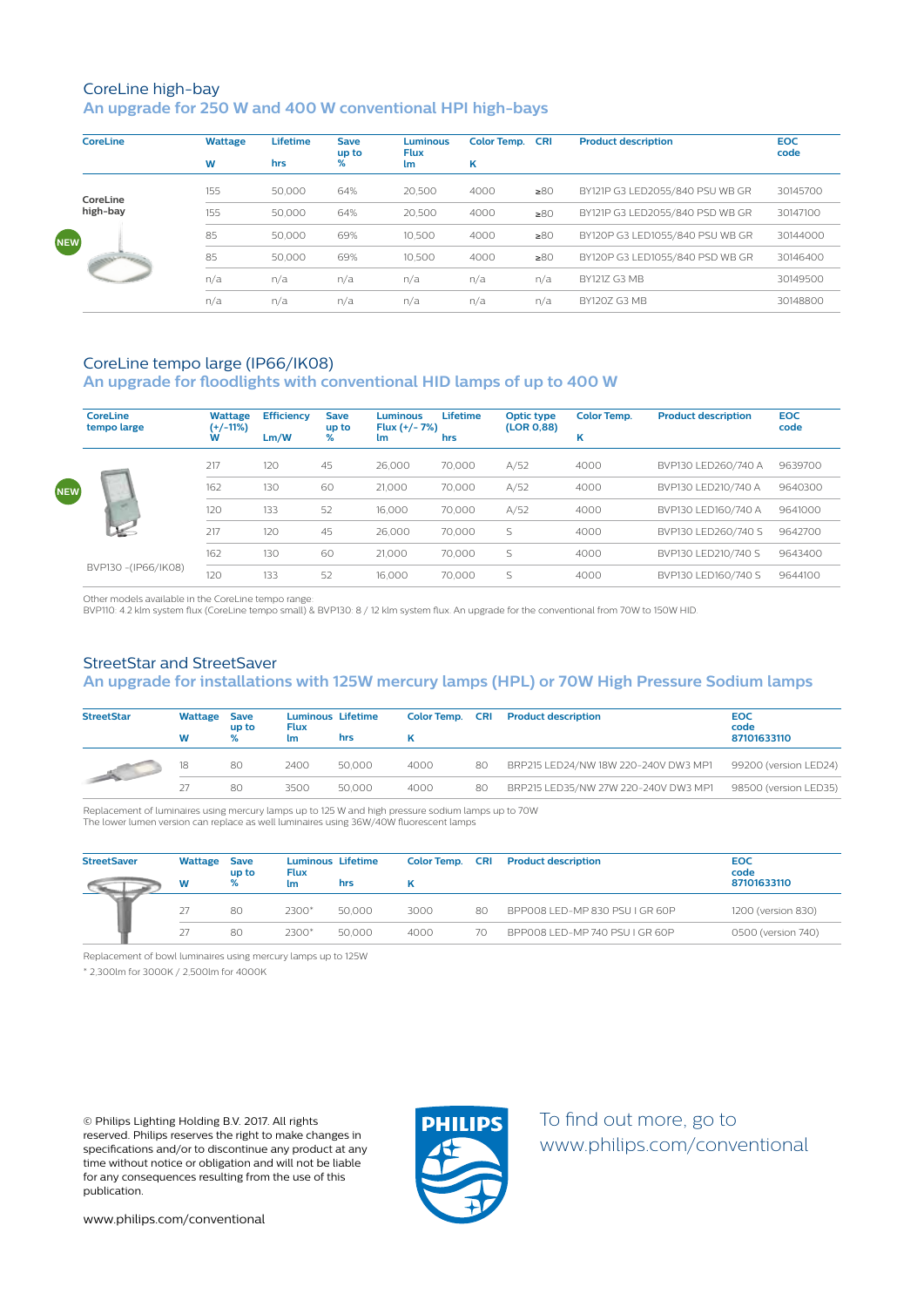## CoreLine high-bay

### An upgrade for 250 W and 400 W conventional HPI high-bays

| CoreLine | Wattage W | Lifetime hrs | Save up to % | Luminous Flux lm | Color Temp. K | CRI | Product description | EOC code |
|---|---|---|---|---|---|---|---|---|
| CoreLine high-bay (NEW) | 155 | 50,000 | 64% | 20,500 | 4000 | ≥80 | BY121P G3 LED2055/840 PSU WB GR | 30145700 |
| | 155 | 50,000 | 64% | 20,500 | 4000 | ≥80 | BY121P G3 LED2055/840 PSD WB GR | 30147100 |
| | 85 | 50,000 | 69% | 10,500 | 4000 | ≥80 | BY120P G3 LED1055/840 PSU WB GR | 30144000 |
| | 85 | 50,000 | 69% | 10,500 | 4000 | ≥80 | BY120P G3 LED1055/840 PSD WB GR | 30146400 |
| | n/a | n/a | n/a | n/a | n/a | n/a | BY121Z G3 MB | 30149500 |
| | n/a | n/a | n/a | n/a | n/a | n/a | BY120Z G3 MB | 30148800 |

## CoreLine tempo large (IP66/IK08)

### An upgrade for floodlights with conventional HID lamps of up to 400 W

| CoreLine tempo large | Wattage (+/-11%) W | Efficiency Lm/W | Save up to % | Luminous Flux (+/- 7%) lm | Lifetime hrs | Optic type (LOR 0,88) | Color Temp. K | Product description | EOC code |
|---|---|---|---|---|---|---|---|---|---|
| BVP130 -(IP66/IK08) (NEW) | 217 | 120 | 45 | 26,000 | 70,000 | A/52 | 4000 | BVP130 LED260/740 A | 9639700 |
| | 162 | 130 | 60 | 21,000 | 70,000 | A/52 | 4000 | BVP130 LED210/740 A | 9640300 |
| | 120 | 133 | 52 | 16,000 | 70,000 | A/52 | 4000 | BVP130 LED160/740 A | 9641000 |
| | 217 | 120 | 45 | 26,000 | 70,000 | S | 4000 | BVP130 LED260/740 S | 9642700 |
| | 162 | 130 | 60 | 21,000 | 70,000 | S | 4000 | BVP130 LED210/740 S | 9643400 |
| | 120 | 133 | 52 | 16,000 | 70,000 | S | 4000 | BVP130 LED160/740 S | 9644100 |

Other models available in the CoreLine tempo range:
BVP110: 4.2 klm system flux (CoreLine tempo small) & BVP130: 8 / 12 klm system flux. An upgrade for the conventional from 70W to 150W HID.

## StreetStar and StreetSaver

### An upgrade for installations with 125W mercury lamps (HPL) or 70W High Pressure Sodium lamps

| StreetStar | Wattage W | Save up to % | Luminous Flux lm | Lifetime hrs | Color Temp. K | CRI | Product description | EOC code 87101633110 |
|---|---|---|---|---|---|---|---|---|
| | 18 | 80 | 2400 | 50,000 | 4000 | 80 | BRP215 LED24/NW 18W 220-240V DW3 MP1 | 99200 (version LED24) |
| | 27 | 80 | 3500 | 50,000 | 4000 | 80 | BRP215 LED35/NW 27W 220-240V DW3 MP1 | 98500 (version LED35) |

Replacement of luminaires using mercury lamps up to 125 W and high pressure sodium lamps up to 70W
The lower lumen version can replace as well luminaires using 36W/40W fluorescent lamps

| StreetSaver | Wattage W | Save up to % | Luminous Flux lm | Lifetime hrs | Color Temp. K | CRI | Product description | EOC code 87101633110 |
|---|---|---|---|---|---|---|---|---|
| | 27 | 80 | 2300* | 50,000 | 3000 | 80 | BPP008 LED-MP 830 PSU I GR 60P | 1200 (version 830) |
| | 27 | 80 | 2300* | 50,000 | 4000 | 70 | BPP008 LED-MP 740 PSU I GR 60P | 0500 (version 740) |

Replacement of bowl luminaires using mercury lamps up to 125W

* 2,300lm for 3000K / 2,500lm for 4000K

© Philips Lighting Holding B.V. 2017. All rights reserved. Philips reserves the right to make changes in specifications and/or to discontinue any product at any time without notice or obligation and will not be liable for any consequences resulting from the use of this publication.

www.philips.com/conventional

PHILIPS

To find out more, go to www.philips.com/conventional